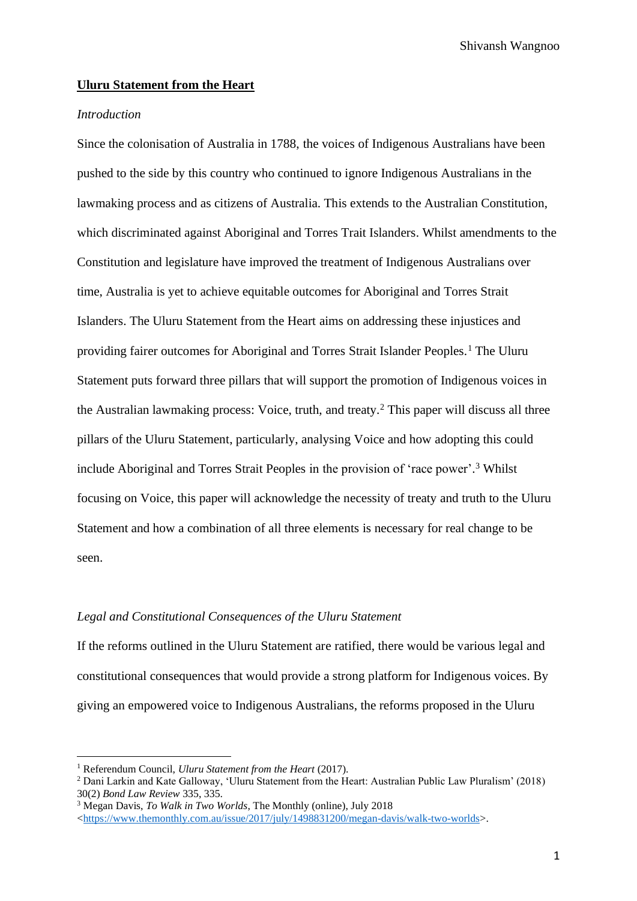**Uluru Statement from the Heart**

*Introduction*

Since the colonisation of Australia in 1788, the voices of Indigenous Australians have been pushed to the side by this country who continued to ignore Indigenous Australians in the lawmaking process and as citizens of Australia. This extends to the Australian Constitution, which discriminated against Aboriginal and Torres Trait Islanders. Whilst amendments to the Constitution and legislature have improved the treatment of Indigenous Australians over time, Australia is yet to achieve equitable outcomes for Aboriginal and Torres Strait Islanders. The Uluru Statement from the Heart aims on addressing these injustices and providing fairer outcomes for Aboriginal and Torres Strait Islander Peoples.[1] The Uluru Statement puts forward three pillars that will support the promotion of Indigenous voices in the Australian lawmaking process: Voice, truth, and treaty.[2] This paper will discuss all three pillars of the Uluru Statement, particularly, analysing Voice and how adopting this could include Aboriginal and Torres Strait Peoples in the provision of 'race power'.[3] Whilst focusing on Voice, this paper will acknowledge the necessity of treaty and truth to the Uluru Statement and how a combination of all three elements is necessary for real change to be seen.

*Legal and Constitutional Consequences of the Uluru Statement*

If the reforms outlined in the Uluru Statement are ratified, there would be various legal and constitutional consequences that would provide a strong platform for Indigenous voices. By giving an empowered voice to Indigenous Australians, the reforms proposed in the Uluru

---

[1] Referendum Council, *Uluru Statement from the Heart* (2017).

[2] Dani Larkin and Kate Galloway, 'Uluru Statement from the Heart: Australian Public Law Pluralism' (2018) 30(2) *Bond Law Review* 335, 335.

[3] Megan Davis, *To Walk in Two Worlds*, The Monthly (online), July 2018 <https://www.themonthly.com.au/issue/2017/july/1498831200/megan-davis/walk-two-worlds>.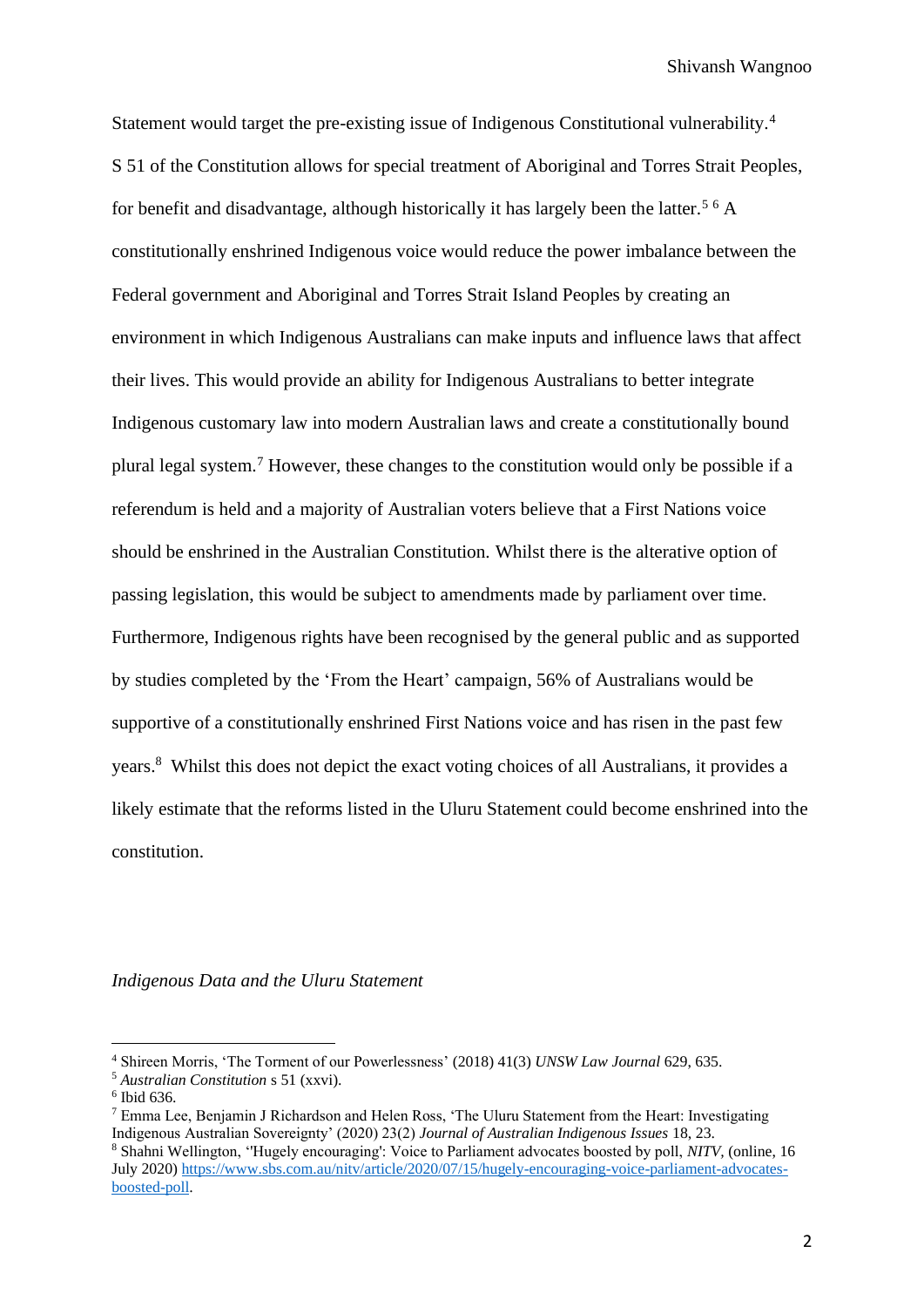Statement would target the pre-existing issue of Indigenous Constitutional vulnerability.[4] S 51 of the Constitution allows for special treatment of Aboriginal and Torres Strait Peoples, for benefit and disadvantage, although historically it has largely been the latter.[5] [6] A constitutionally enshrined Indigenous voice would reduce the power imbalance between the Federal government and Aboriginal and Torres Strait Island Peoples by creating an environment in which Indigenous Australians can make inputs and influence laws that affect their lives. This would provide an ability for Indigenous Australians to better integrate Indigenous customary law into modern Australian laws and create a constitutionally bound plural legal system.[7] However, these changes to the constitution would only be possible if a referendum is held and a majority of Australian voters believe that a First Nations voice should be enshrined in the Australian Constitution. Whilst there is the alterative option of passing legislation, this would be subject to amendments made by parliament over time. Furthermore, Indigenous rights have been recognised by the general public and as supported by studies completed by the 'From the Heart' campaign, 56% of Australians would be supportive of a constitutionally enshrined First Nations voice and has risen in the past few years.[8] Whilst this does not depict the exact voting choices of all Australians, it provides a likely estimate that the reforms listed in the Uluru Statement could become enshrined into the constitution.

*Indigenous Data and the Uluru Statement*

---

[4] Shireen Morris, 'The Torment of our Powerlessness' (2018) 41(3) *UNSW Law Journal* 629, 635.

[5] *Australian Constitution* s 51 (xxvi).

[6] Ibid 636.

[7] Emma Lee, Benjamin J Richardson and Helen Ross, 'The Uluru Statement from the Heart: Investigating Indigenous Australian Sovereignty' (2020) 23(2) *Journal of Australian Indigenous Issues* 18, 23.

[8] Shahni Wellington, ''Hugely encouraging': Voice to Parliament advocates boosted by poll, *NITV*, (online, 16 July 2020) https://www.sbs.com.au/nitv/article/2020/07/15/hugely-encouraging-voice-parliament-advocates-boosted-poll.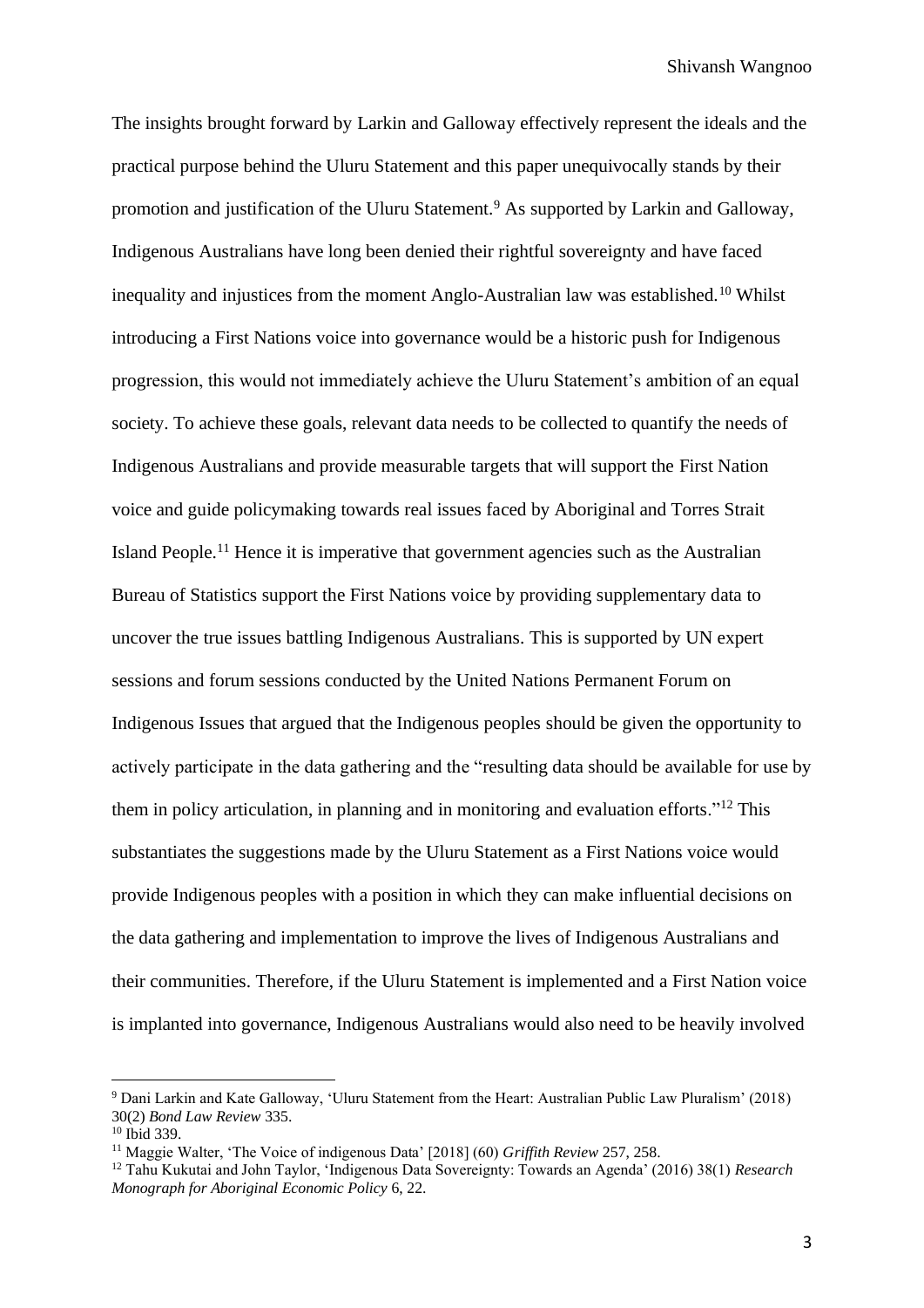The insights brought forward by Larkin and Galloway effectively represent the ideals and the practical purpose behind the Uluru Statement and this paper unequivocally stands by their promotion and justification of the Uluru Statement.[9] As supported by Larkin and Galloway, Indigenous Australians have long been denied their rightful sovereignty and have faced inequality and injustices from the moment Anglo-Australian law was established.[10] Whilst introducing a First Nations voice into governance would be a historic push for Indigenous progression, this would not immediately achieve the Uluru Statement's ambition of an equal society. To achieve these goals, relevant data needs to be collected to quantify the needs of Indigenous Australians and provide measurable targets that will support the First Nation voice and guide policymaking towards real issues faced by Aboriginal and Torres Strait Island People.[11] Hence it is imperative that government agencies such as the Australian Bureau of Statistics support the First Nations voice by providing supplementary data to uncover the true issues battling Indigenous Australians. This is supported by UN expert sessions and forum sessions conducted by the United Nations Permanent Forum on Indigenous Issues that argued that the Indigenous peoples should be given the opportunity to actively participate in the data gathering and the "resulting data should be available for use by them in policy articulation, in planning and in monitoring and evaluation efforts."[12] This substantiates the suggestions made by the Uluru Statement as a First Nations voice would provide Indigenous peoples with a position in which they can make influential decisions on the data gathering and implementation to improve the lives of Indigenous Australians and their communities. Therefore, if the Uluru Statement is implemented and a First Nation voice is implanted into governance, Indigenous Australians would also need to be heavily involved

---

[9] Dani Larkin and Kate Galloway, 'Uluru Statement from the Heart: Australian Public Law Pluralism' (2018) 30(2) *Bond Law Review* 335.

[10] Ibid 339.

[11] Maggie Walter, 'The Voice of indigenous Data' [2018] (60) *Griffith Review* 257, 258.

[12] Tahu Kukutai and John Taylor, 'Indigenous Data Sovereignty: Towards an Agenda' (2016) 38(1) *Research Monograph for Aboriginal Economic Policy* 6, 22.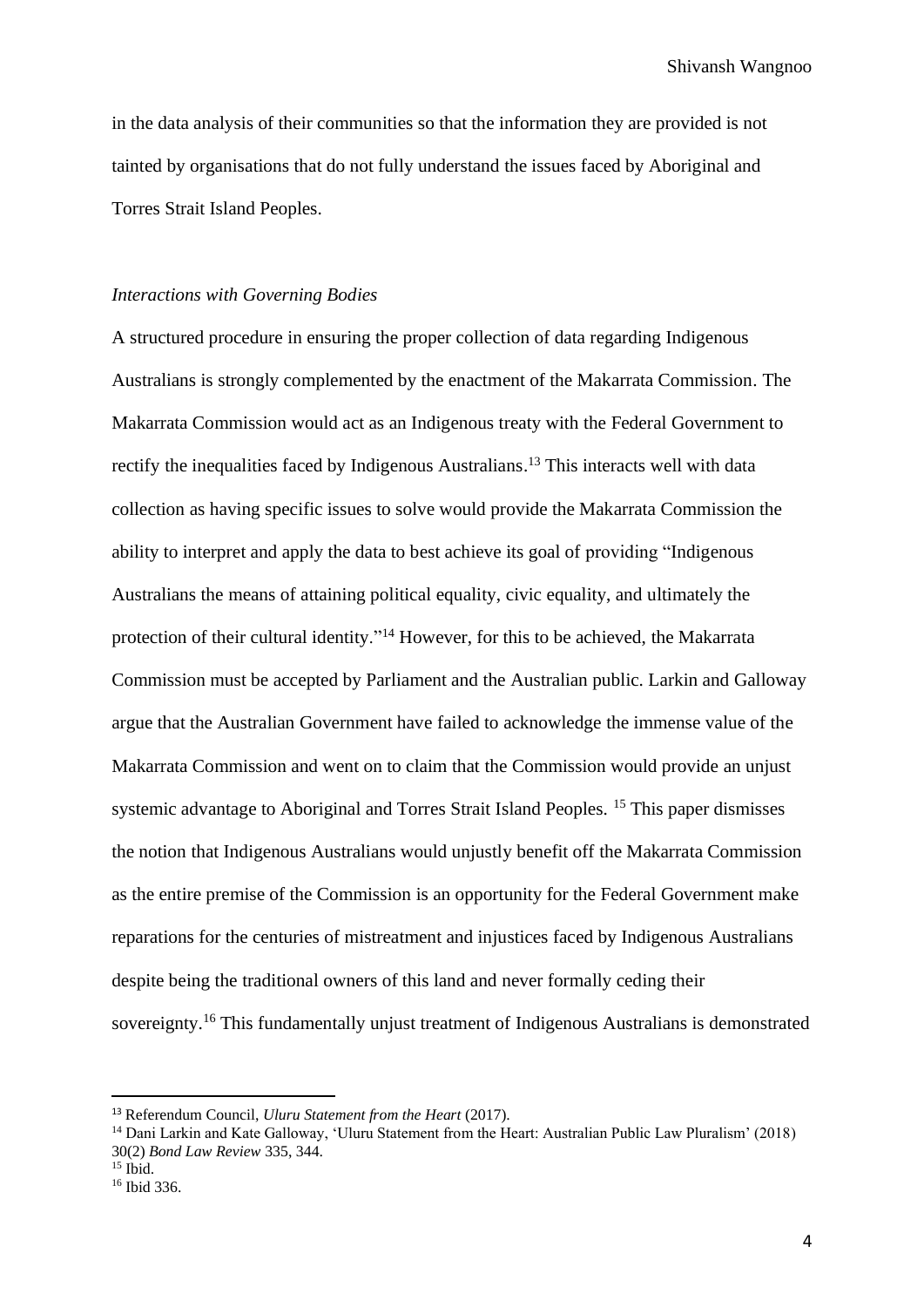in the data analysis of their communities so that the information they are provided is not tainted by organisations that do not fully understand the issues faced by Aboriginal and Torres Strait Island Peoples.

### *Interactions with Governing Bodies*

A structured procedure in ensuring the proper collection of data regarding Indigenous Australians is strongly complemented by the enactment of the Makarrata Commission. The Makarrata Commission would act as an Indigenous treaty with the Federal Government to rectify the inequalities faced by Indigenous Australians.[13] This interacts well with data collection as having specific issues to solve would provide the Makarrata Commission the ability to interpret and apply the data to best achieve its goal of providing "Indigenous Australians the means of attaining political equality, civic equality, and ultimately the protection of their cultural identity."[14] However, for this to be achieved, the Makarrata Commission must be accepted by Parliament and the Australian public. Larkin and Galloway argue that the Australian Government have failed to acknowledge the immense value of the Makarrata Commission and went on to claim that the Commission would provide an unjust systemic advantage to Aboriginal and Torres Strait Island Peoples. [15] This paper dismisses the notion that Indigenous Australians would unjustly benefit off the Makarrata Commission as the entire premise of the Commission is an opportunity for the Federal Government make reparations for the centuries of mistreatment and injustices faced by Indigenous Australians despite being the traditional owners of this land and never formally ceding their sovereignty.[16] This fundamentally unjust treatment of Indigenous Australians is demonstrated

---

[13] Referendum Council, *Uluru Statement from the Heart* (2017).

[14] Dani Larkin and Kate Galloway, 'Uluru Statement from the Heart: Australian Public Law Pluralism' (2018) 30(2) *Bond Law Review* 335, 344.

[15] Ibid.

[16] Ibid 336.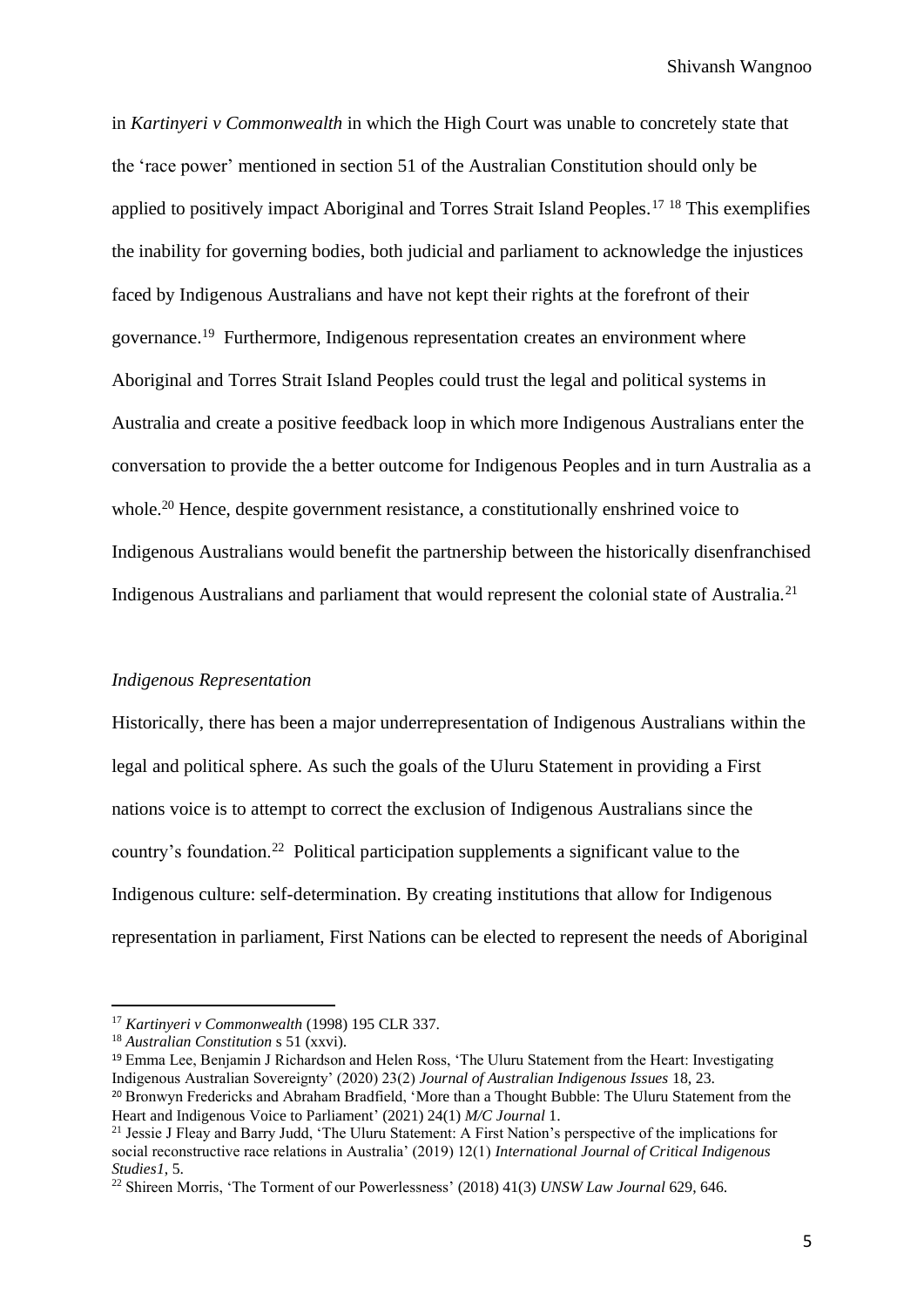in *Kartinyeri v Commonwealth* in which the High Court was unable to concretely state that the 'race power' mentioned in section 51 of the Australian Constitution should only be applied to positively impact Aboriginal and Torres Strait Island Peoples.[17] [18] This exemplifies the inability for governing bodies, both judicial and parliament to acknowledge the injustices faced by Indigenous Australians and have not kept their rights at the forefront of their governance.[19] Furthermore, Indigenous representation creates an environment where Aboriginal and Torres Strait Island Peoples could trust the legal and political systems in Australia and create a positive feedback loop in which more Indigenous Australians enter the conversation to provide the a better outcome for Indigenous Peoples and in turn Australia as a whole.[20] Hence, despite government resistance, a constitutionally enshrined voice to Indigenous Australians would benefit the partnership between the historically disenfranchised Indigenous Australians and parliament that would represent the colonial state of Australia.[21]

*Indigenous Representation*

Historically, there has been a major underrepresentation of Indigenous Australians within the legal and political sphere. As such the goals of the Uluru Statement in providing a First nations voice is to attempt to correct the exclusion of Indigenous Australians since the country's foundation.[22] Political participation supplements a significant value to the Indigenous culture: self-determination. By creating institutions that allow for Indigenous representation in parliament, First Nations can be elected to represent the needs of Aboriginal

---

[17] *Kartinyeri v Commonwealth* (1998) 195 CLR 337.

[18] *Australian Constitution* s 51 (xxvi).

[19] Emma Lee, Benjamin J Richardson and Helen Ross, 'The Uluru Statement from the Heart: Investigating Indigenous Australian Sovereignty' (2020) 23(2) *Journal of Australian Indigenous Issues* 18, 23.

[20] Bronwyn Fredericks and Abraham Bradfield, 'More than a Thought Bubble: The Uluru Statement from the Heart and Indigenous Voice to Parliament' (2021) 24(1) *M/C Journal* 1.

[21] Jessie J Fleay and Barry Judd, 'The Uluru Statement: A First Nation's perspective of the implications for social reconstructive race relations in Australia' (2019) 12(1) *International Journal of Critical Indigenous Studies1*, 5.

[22] Shireen Morris, 'The Torment of our Powerlessness' (2018) 41(3) *UNSW Law Journal* 629, 646.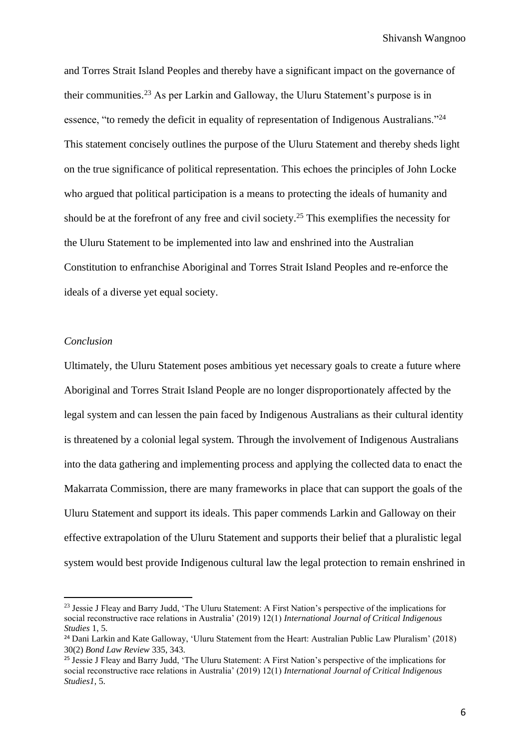and Torres Strait Island Peoples and thereby have a significant impact on the governance of their communities.[23] As per Larkin and Galloway, the Uluru Statement's purpose is in essence, "to remedy the deficit in equality of representation of Indigenous Australians."[24] This statement concisely outlines the purpose of the Uluru Statement and thereby sheds light on the true significance of political representation. This echoes the principles of John Locke who argued that political participation is a means to protecting the ideals of humanity and should be at the forefront of any free and civil society.[25] This exemplifies the necessity for the Uluru Statement to be implemented into law and enshrined into the Australian Constitution to enfranchise Aboriginal and Torres Strait Island Peoples and re-enforce the ideals of a diverse yet equal society.

### *Conclusion*

Ultimately, the Uluru Statement poses ambitious yet necessary goals to create a future where Aboriginal and Torres Strait Island People are no longer disproportionately affected by the legal system and can lessen the pain faced by Indigenous Australians as their cultural identity is threatened by a colonial legal system. Through the involvement of Indigenous Australians into the data gathering and implementing process and applying the collected data to enact the Makarrata Commission, there are many frameworks in place that can support the goals of the Uluru Statement and support its ideals. This paper commends Larkin and Galloway on their effective extrapolation of the Uluru Statement and supports their belief that a pluralistic legal system would best provide Indigenous cultural law the legal protection to remain enshrined in

---

[23] Jessie J Fleay and Barry Judd, 'The Uluru Statement: A First Nation's perspective of the implications for social reconstructive race relations in Australia' (2019) 12(1) *International Journal of Critical Indigenous Studies* 1, 5.

[24] Dani Larkin and Kate Galloway, 'Uluru Statement from the Heart: Australian Public Law Pluralism' (2018) 30(2) *Bond Law Review* 335, 343.

[25] Jessie J Fleay and Barry Judd, 'The Uluru Statement: A First Nation's perspective of the implications for social reconstructive race relations in Australia' (2019) 12(1) *International Journal of Critical Indigenous Studies1*, 5.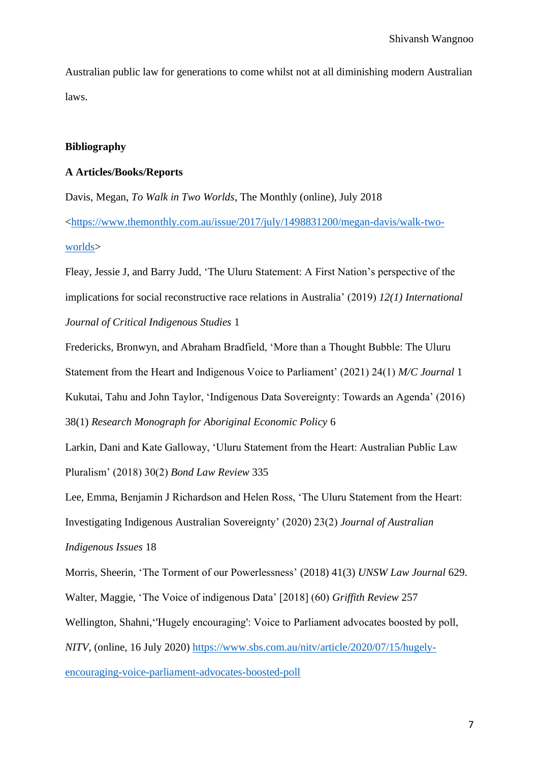Australian public law for generations to come whilst not at all diminishing modern Australian laws.

## Bibliography

### A Articles/Books/Reports

Davis, Megan, *To Walk in Two Worlds*, The Monthly (online), July 2018 <https://www.themonthly.com.au/issue/2017/july/1498831200/megan-davis/walk-two-worlds>

Fleay, Jessie J, and Barry Judd, 'The Uluru Statement: A First Nation's perspective of the implications for social reconstructive race relations in Australia' (2019) *12(1) International Journal of Critical Indigenous Studies* 1

Fredericks, Bronwyn, and Abraham Bradfield, 'More than a Thought Bubble: The Uluru Statement from the Heart and Indigenous Voice to Parliament' (2021) 24(1) *M/C Journal* 1

Kukutai, Tahu and John Taylor, 'Indigenous Data Sovereignty: Towards an Agenda' (2016) 38(1) *Research Monograph for Aboriginal Economic Policy* 6

Larkin, Dani and Kate Galloway, 'Uluru Statement from the Heart: Australian Public Law Pluralism' (2018) 30(2) *Bond Law Review* 335

Lee, Emma, Benjamin J Richardson and Helen Ross, 'The Uluru Statement from the Heart: Investigating Indigenous Australian Sovereignty' (2020) 23(2) *Journal of Australian Indigenous Issues* 18

Morris, Sheerin, 'The Torment of our Powerlessness' (2018) 41(3) *UNSW Law Journal* 629.

Walter, Maggie, 'The Voice of indigenous Data' [2018] (60) *Griffith Review* 257

Wellington, Shahni,''Hugely encouraging': Voice to Parliament advocates boosted by poll, *NITV*, (online, 16 July 2020) https://www.sbs.com.au/nitv/article/2020/07/15/hugely-encouraging-voice-parliament-advocates-boosted-poll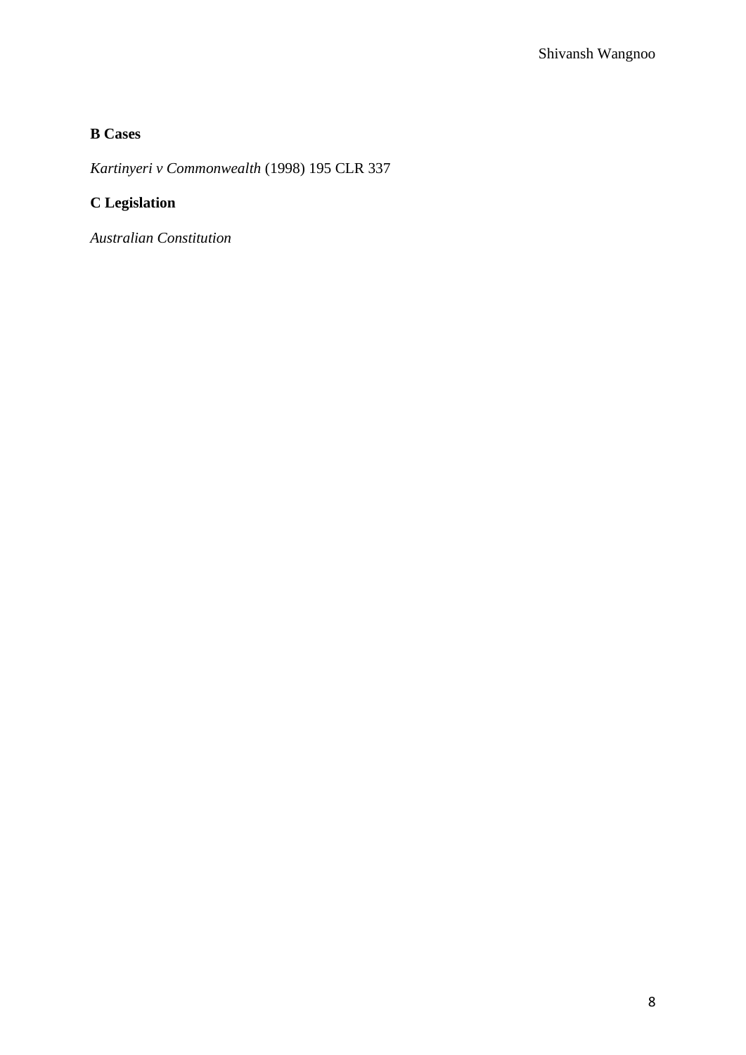### B Cases

*Kartinyeri v Commonwealth* (1998) 195 CLR 337

### C Legislation

*Australian Constitution*